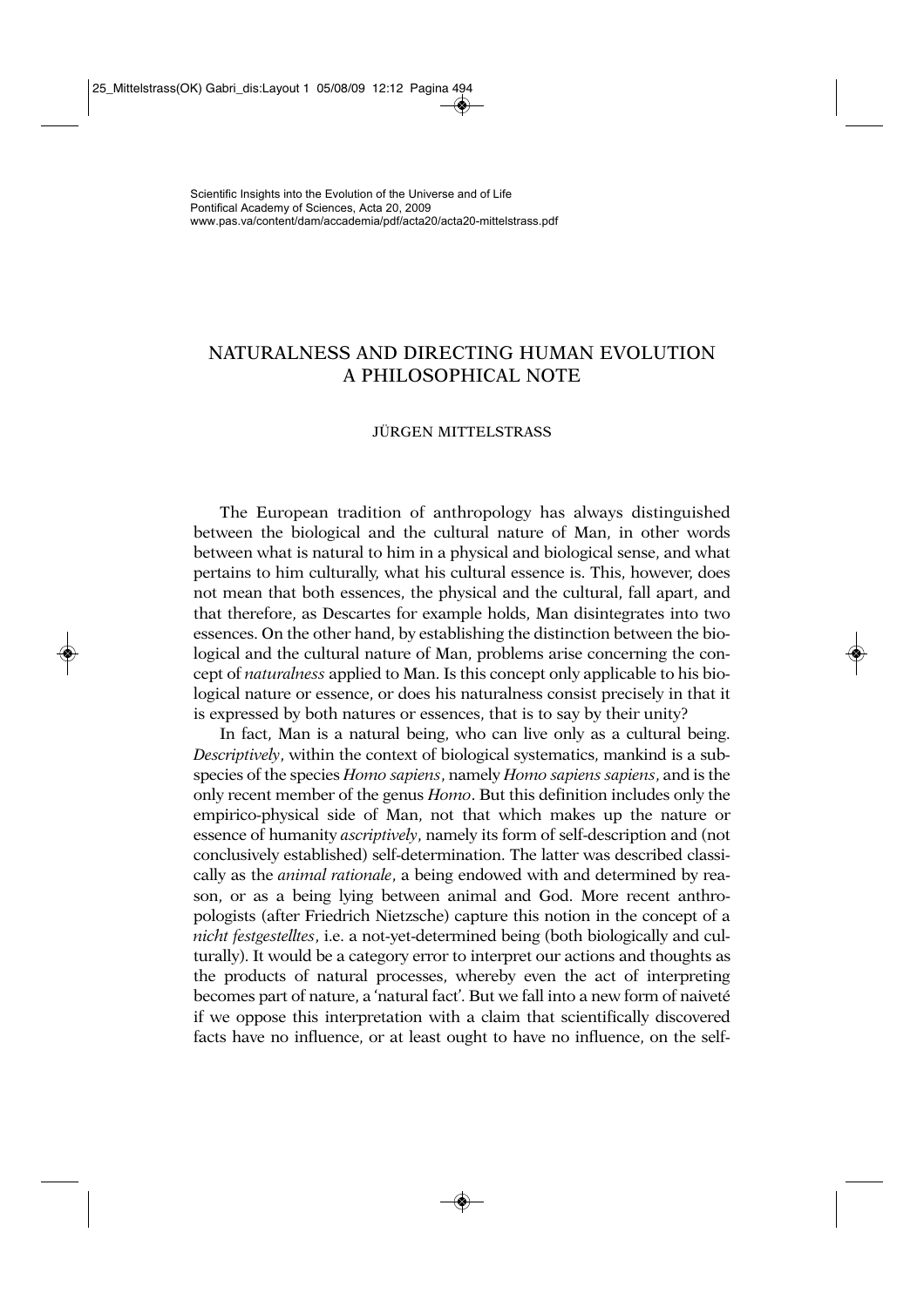Scientific Insights into the Evolution of the Universe and of Life
Pontifical Academy of Sciences, Acta 20, 2009
www.pas.va/content/dam/accademia/pdf/acta20/acta20-mittelstrass.pdf

# NATURALNESS AND DIRECTING HUMAN EVOLUTION
# A PHILOSOPHICAL NOTE

JÜRGEN MITTELSTRASS

The European tradition of anthropology has always distinguished between the biological and the cultural nature of Man, in other words between what is natural to him in a physical and biological sense, and what pertains to him culturally, what his cultural essence is. This, however, does not mean that both essences, the physical and the cultural, fall apart, and that therefore, as Descartes for example holds, Man disintegrates into two essences. On the other hand, by establishing the distinction between the biological and the cultural nature of Man, problems arise concerning the concept of *naturalness* applied to Man. Is this concept only applicable to his biological nature or essence, or does his naturalness consist precisely in that it is expressed by both natures or essences, that is to say by their unity?

In fact, Man is a natural being, who can live only as a cultural being. *Descriptively*, within the context of biological systematics, mankind is a subspecies of the species *Homo sapiens*, namely *Homo sapiens sapiens*, and is the only recent member of the genus *Homo*. But this definition includes only the empirico-physical side of Man, not that which makes up the nature or essence of humanity *ascriptively*, namely its form of self-description and (not conclusively established) self-determination. The latter was described classically as the *animal rationale*, a being endowed with and determined by reason, or as a being lying between animal and God. More recent anthropologists (after Friedrich Nietzsche) capture this notion in the concept of a *nicht festgestelltes*, i.e. a not-yet-determined being (both biologically and culturally). It would be a category error to interpret our actions and thoughts as the products of natural processes, whereby even the act of interpreting becomes part of nature, a 'natural fact'. But we fall into a new form of naiveté if we oppose this interpretation with a claim that scientifically discovered facts have no influence, or at least ought to have no influence, on the self-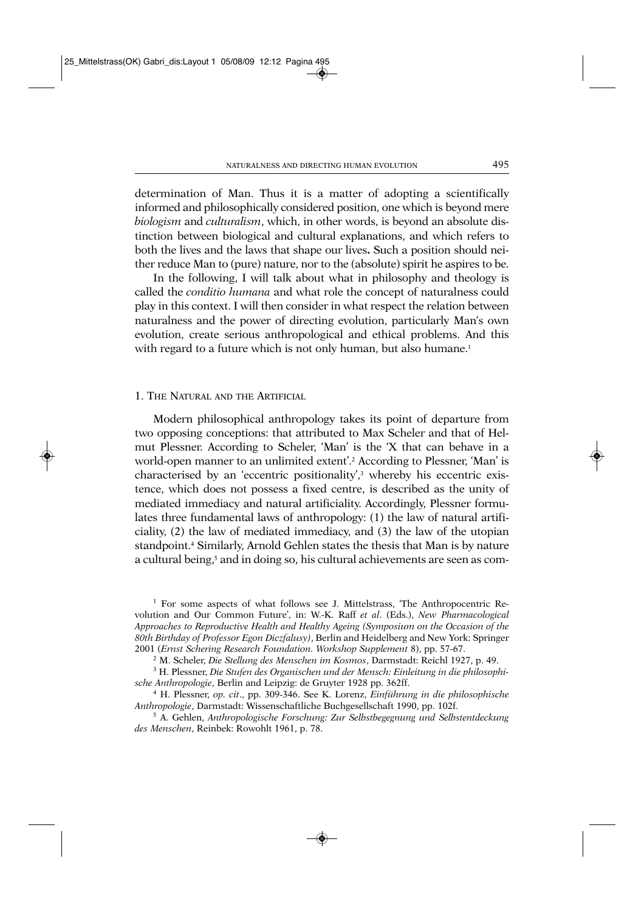determination of Man. Thus it is a matter of adopting a scientifically informed and philosophically considered position, one which is beyond mere *biologism* and *culturalism*, which, in other words, is beyond an absolute distinction between biological and cultural explanations, and which refers to both the lives and the laws that shape our lives. Such a position should neither reduce Man to (pure) nature, nor to the (absolute) spirit he aspires to be.

In the following, I will talk about what in philosophy and theology is called the *conditio humana* and what role the concept of naturalness could play in this context. I will then consider in what respect the relation between naturalness and the power of directing evolution, particularly Man's own evolution, create serious anthropological and ethical problems. And this with regard to a future which is not only human, but also humane.[1]

## 1. The Natural and the Artificial

Modern philosophical anthropology takes its point of departure from two opposing conceptions: that attributed to Max Scheler and that of Helmut Plessner. According to Scheler, 'Man' is the 'X that can behave in a world-open manner to an unlimited extent'.[2] According to Plessner, 'Man' is characterised by an 'eccentric positionality',[3] whereby his eccentric existence, which does not possess a fixed centre, is described as the unity of mediated immediacy and natural artificiality. Accordingly, Plessner formulates three fundamental laws of anthropology: (1) the law of natural artificiality, (2) the law of mediated immediacy, and (3) the law of the utopian standpoint.[4] Similarly, Arnold Gehlen states the thesis that Man is by nature a cultural being,[5] and in doing so, his cultural achievements are seen as com-

---

[1] For some aspects of what follows see J. Mittelstrass, 'The Anthropocentric Revolution and Our Common Future', in: W.-K. Raff *et al*. (Eds.), *New Pharmacological Approaches to Reproductive Health and Healthy Ageing (Symposium on the Occasion of the 80th Birthday of Professor Egon Diczfalusy)*, Berlin and Heidelberg and New York: Springer 2001 (*Ernst Schering Research Foundation. Workshop Supplement* 8), pp. 57-67.

[2] M. Scheler, *Die Stellung des Menschen im Kosmos*, Darmstadt: Reichl 1927, p. 49.

[3] H. Plessner, *Die Stufen des Organischen und der Mensch: Einleitung in die philosophische Anthropologie*, Berlin and Leipzig: de Gruyter 1928 pp. 362ff.

[4] H. Plessner, *op. cit*., pp. 309-346. See K. Lorenz, *Einführung in die philosophische Anthropologie*, Darmstadt: Wissenschaftliche Buchgesellschaft 1990, pp. 102f.

[5] A. Gehlen, *Anthropologische Forschung: Zur Selbstbegegnung und Selbstentdeckung des Menschen*, Reinbek: Rowohlt 1961, p. 78.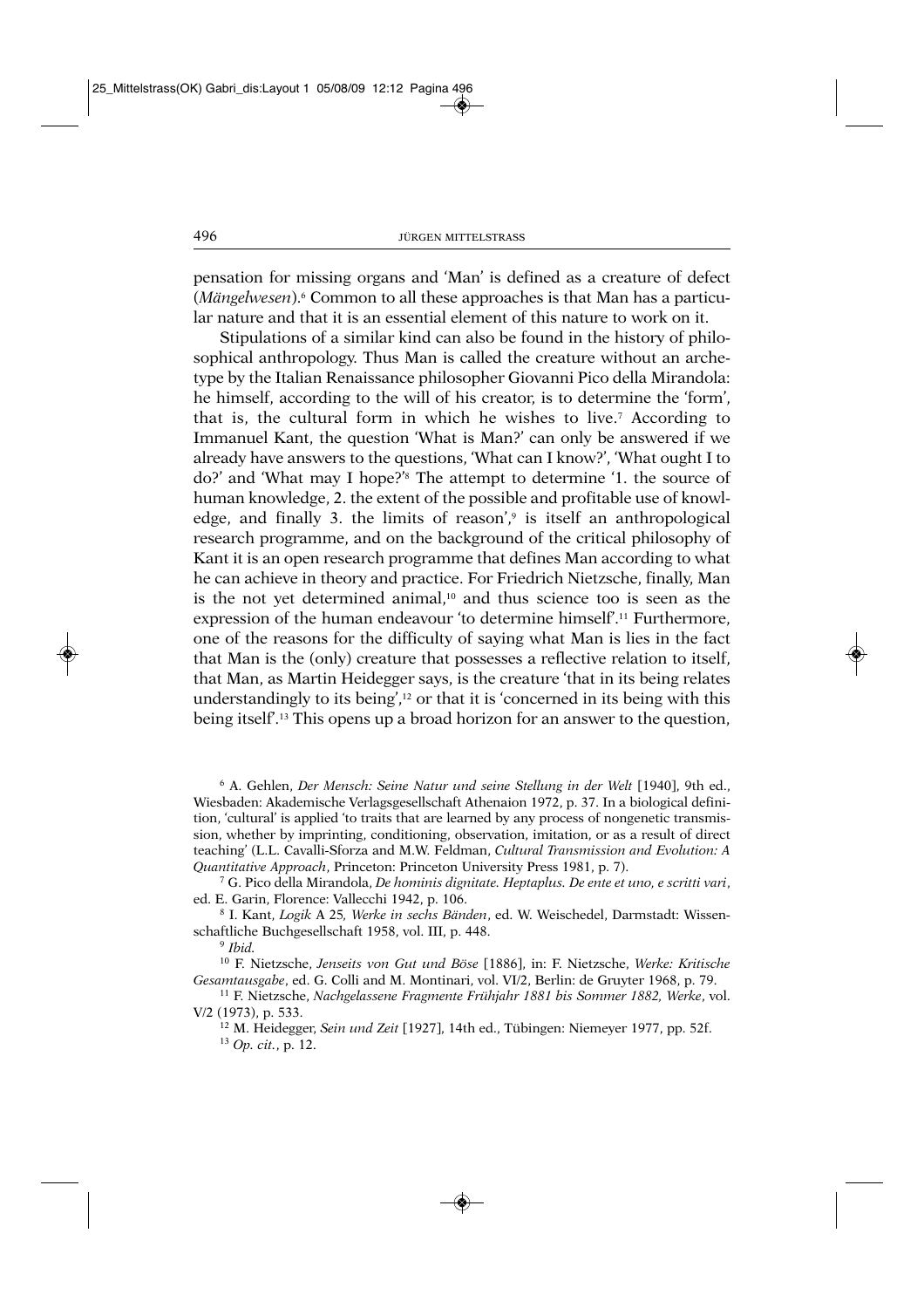pensation for missing organs and 'Man' is defined as a creature of defect (*Mängelwesen*).[6] Common to all these approaches is that Man has a particular nature and that it is an essential element of this nature to work on it.

Stipulations of a similar kind can also be found in the history of philosophical anthropology. Thus Man is called the creature without an archetype by the Italian Renaissance philosopher Giovanni Pico della Mirandola: he himself, according to the will of his creator, is to determine the 'form', that is, the cultural form in which he wishes to live.[7] According to Immanuel Kant, the question 'What is Man?' can only be answered if we already have answers to the questions, 'What can I know?', 'What ought I to do?' and 'What may I hope?'[8] The attempt to determine '1. the source of human knowledge, 2. the extent of the possible and profitable use of knowledge, and finally 3. the limits of reason',[9] is itself an anthropological research programme, and on the background of the critical philosophy of Kant it is an open research programme that defines Man according to what he can achieve in theory and practice. For Friedrich Nietzsche, finally, Man is the not yet determined animal,[10] and thus science too is seen as the expression of the human endeavour 'to determine himself'.[11] Furthermore, one of the reasons for the difficulty of saying what Man is lies in the fact that Man is the (only) creature that possesses a reflective relation to itself, that Man, as Martin Heidegger says, is the creature 'that in its being relates understandingly to its being',[12] or that it is 'concerned in its being with this being itself'.[13] This opens up a broad horizon for an answer to the question,

[6] A. Gehlen, *Der Mensch: Seine Natur und seine Stellung in der Welt* [1940], 9th ed., Wiesbaden: Akademische Verlagsgesellschaft Athenaion 1972, p. 37. In a biological definition, 'cultural' is applied 'to traits that are learned by any process of nongenetic transmission, whether by imprinting, conditioning, observation, imitation, or as a result of direct teaching' (L.L. Cavalli-Sforza and M.W. Feldman, *Cultural Transmission and Evolution: A Quantitative Approach*, Princeton: Princeton University Press 1981, p. 7).

[7] G. Pico della Mirandola, *De hominis dignitate. Heptaplus. De ente et uno, e scritti vari*, ed. E. Garin, Florence: Vallecchi 1942, p. 106.

[8] I. Kant, *Logik* A 25, *Werke in sechs Bänden*, ed. W. Weischedel, Darmstadt: Wissenschaftliche Buchgesellschaft 1958, vol. III, p. 448.

[9] *Ibid.*

[10] F. Nietzsche, *Jenseits von Gut und Böse* [1886], in: F. Nietzsche, *Werke: Kritische Gesamtausgabe*, ed. G. Colli and M. Montinari, vol. VI/2, Berlin: de Gruyter 1968, p. 79.

[11] F. Nietzsche, *Nachgelassene Fragmente Frühjahr 1881 bis Sommer 1882, Werke*, vol. V/2 (1973), p. 533.

[12] M. Heidegger, *Sein und Zeit* [1927], 14th ed., Tübingen: Niemeyer 1977, pp. 52f.

[13] *Op. cit.*, p. 12.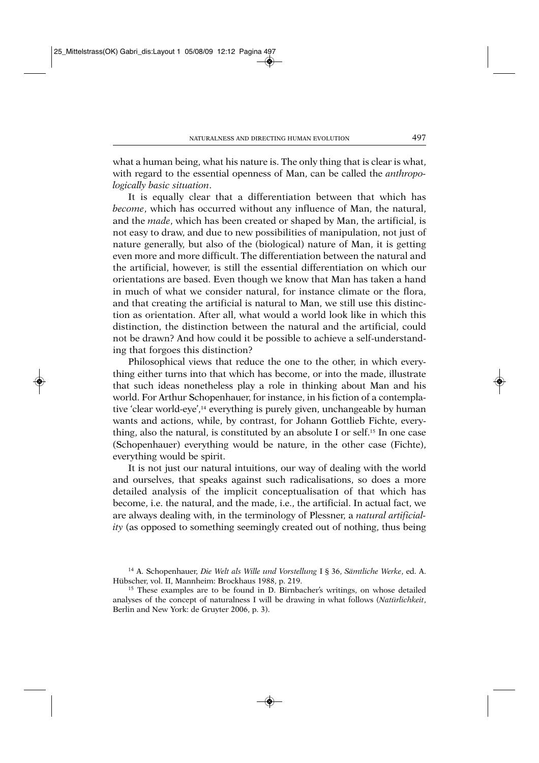what a human being, what his nature is. The only thing that is clear is what, with regard to the essential openness of Man, can be called the *anthropologically basic situation*.

It is equally clear that a differentiation between that which has *become*, which has occurred without any influence of Man, the natural, and the *made*, which has been created or shaped by Man, the artificial, is not easy to draw, and due to new possibilities of manipulation, not just of nature generally, but also of the (biological) nature of Man, it is getting even more and more difficult. The differentiation between the natural and the artificial, however, is still the essential differentiation on which our orientations are based. Even though we know that Man has taken a hand in much of what we consider natural, for instance climate or the flora, and that creating the artificial is natural to Man, we still use this distinction as orientation. After all, what would a world look like in which this distinction, the distinction between the natural and the artificial, could not be drawn? And how could it be possible to achieve a self-understanding that forgoes this distinction?

Philosophical views that reduce the one to the other, in which everything either turns into that which has become, or into the made, illustrate that such ideas nonetheless play a role in thinking about Man and his world. For Arthur Schopenhauer, for instance, in his fiction of a contemplative 'clear world-eye',[14] everything is purely given, unchangeable by human wants and actions, while, by contrast, for Johann Gottlieb Fichte, everything, also the natural, is constituted by an absolute I or self.[15] In one case (Schopenhauer) everything would be nature, in the other case (Fichte), everything would be spirit.

It is not just our natural intuitions, our way of dealing with the world and ourselves, that speaks against such radicalisations, so does a more detailed analysis of the implicit conceptualisation of that which has become, i.e. the natural, and the made, i.e., the artificial. In actual fact, we are always dealing with, in the terminology of Plessner, a *natural artificiality* (as opposed to something seemingly created out of nothing, thus being

[14] A. Schopenhauer, *Die Welt als Wille und Vorstellung* I § 36, *Sämtliche Werke*, ed. A. Hübscher, vol. II, Mannheim: Brockhaus 1988, p. 219.

[15] These examples are to be found in D. Birnbacher's writings, on whose detailed analyses of the concept of naturalness I will be drawing in what follows (*Natürlichkeit*, Berlin and New York: de Gruyter 2006, p. 3).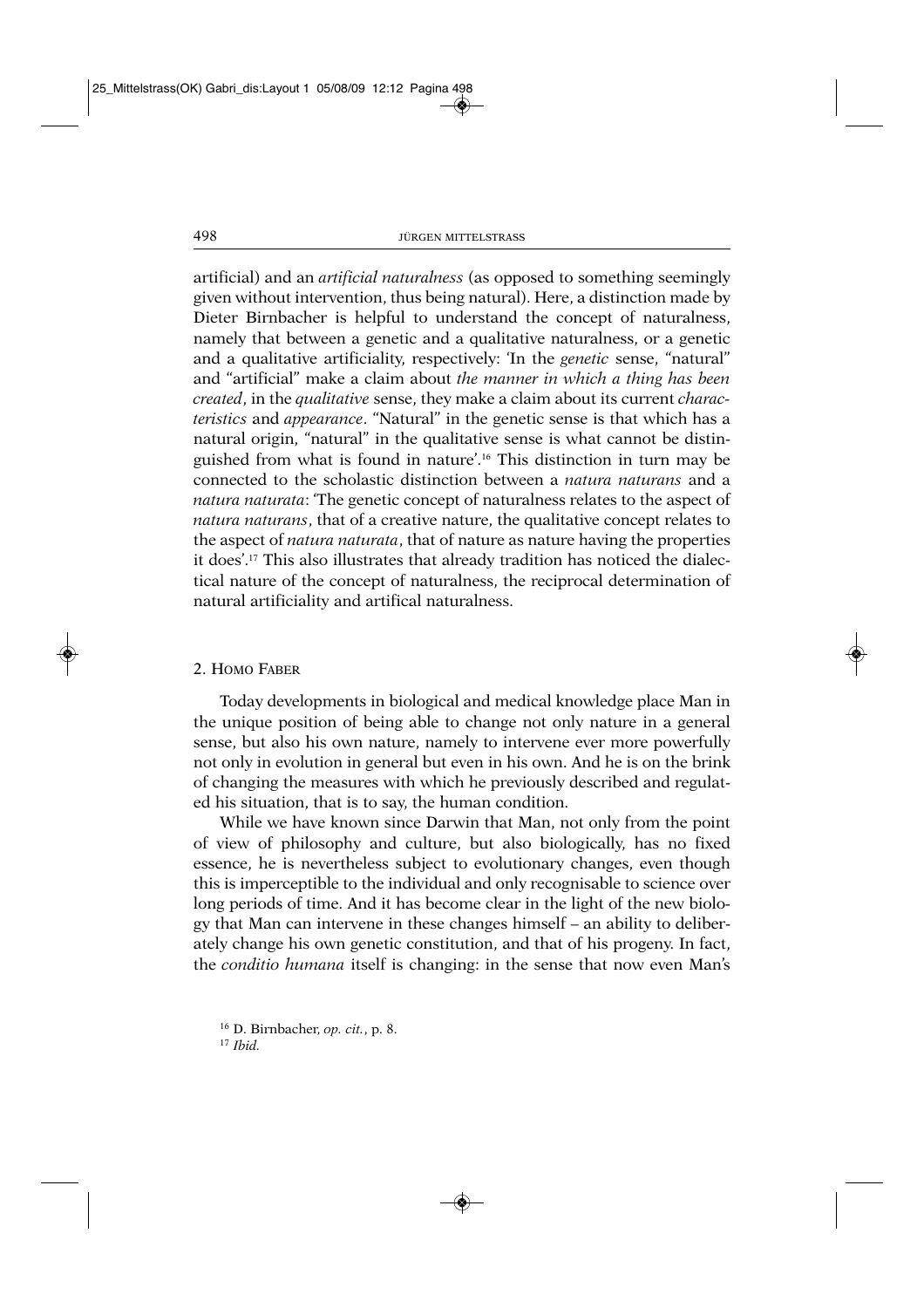artificial) and an *artificial naturalness* (as opposed to something seemingly given without intervention, thus being natural). Here, a distinction made by Dieter Birnbacher is helpful to understand the concept of naturalness, namely that between a genetic and a qualitative naturalness, or a genetic and a qualitative artificiality, respectively: 'In the *genetic* sense, "natural" and "artificial" make a claim about *the manner in which a thing has been created*, in the *qualitative* sense, they make a claim about its current *characteristics* and *appearance*. "Natural" in the genetic sense is that which has a natural origin, "natural" in the qualitative sense is what cannot be distinguished from what is found in nature'.[16] This distinction in turn may be connected to the scholastic distinction between a *natura naturans* and a *natura naturata*: 'The genetic concept of naturalness relates to the aspect of *natura naturans*, that of a creative nature, the qualitative concept relates to the aspect of *natura naturata*, that of nature as nature having the properties it does'.[17] This also illustrates that already tradition has noticed the dialectical nature of the concept of naturalness, the reciprocal determination of natural artificiality and artifical naturalness.

## 2. Homo Faber

Today developments in biological and medical knowledge place Man in the unique position of being able to change not only nature in a general sense, but also his own nature, namely to intervene ever more powerfully not only in evolution in general but even in his own. And he is on the brink of changing the measures with which he previously described and regulated his situation, that is to say, the human condition.

While we have known since Darwin that Man, not only from the point of view of philosophy and culture, but also biologically, has no fixed essence, he is nevertheless subject to evolutionary changes, even though this is imperceptible to the individual and only recognisable to science over long periods of time. And it has become clear in the light of the new biology that Man can intervene in these changes himself – an ability to deliberately change his own genetic constitution, and that of his progeny. In fact, the *conditio humana* itself is changing: in the sense that now even Man's

[16] D. Birnbacher, *op. cit.*, p. 8.

[17] *Ibid.*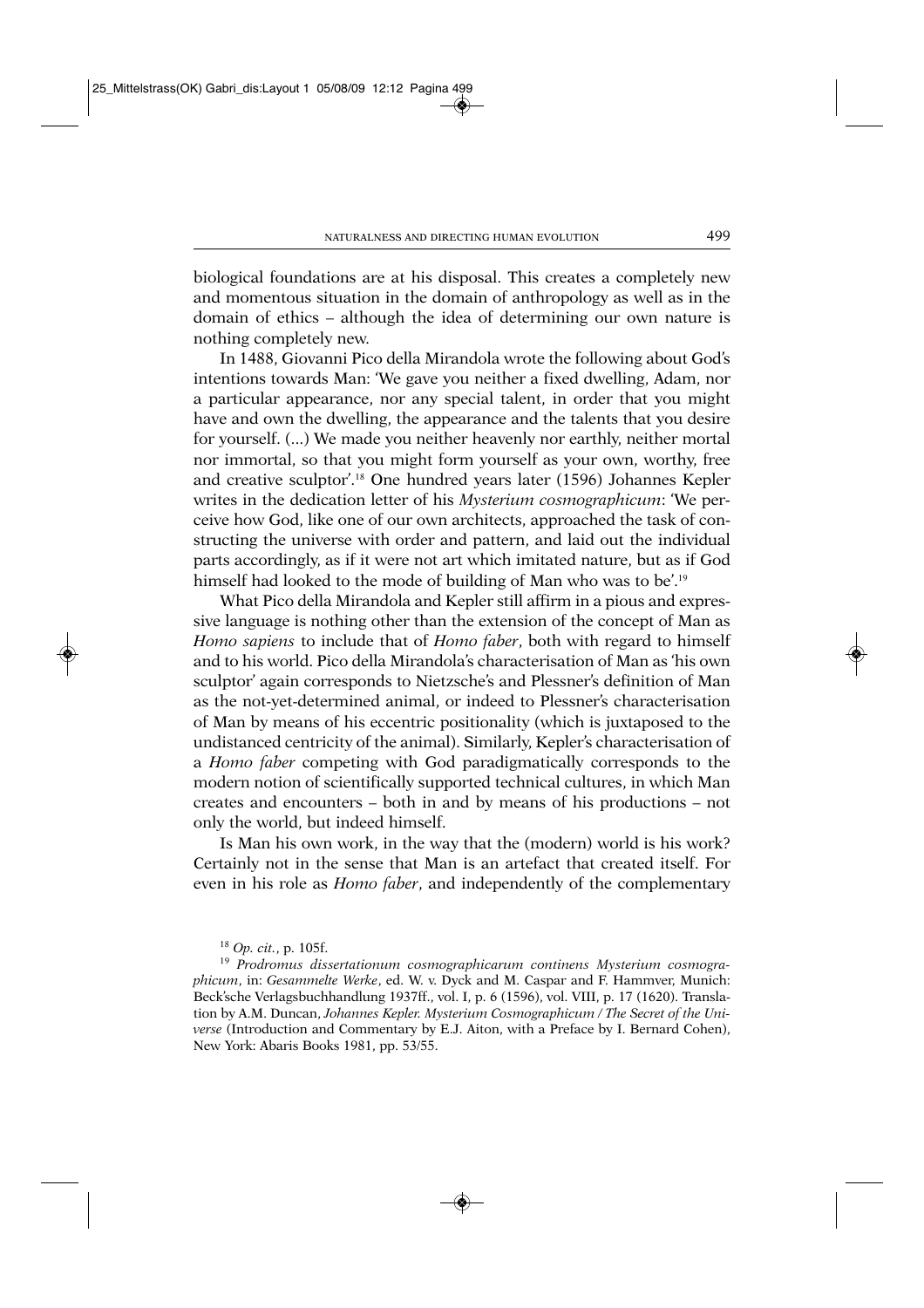biological foundations are at his disposal. This creates a completely new and momentous situation in the domain of anthropology as well as in the domain of ethics – although the idea of determining our own nature is nothing completely new.

In 1488, Giovanni Pico della Mirandola wrote the following about God's intentions towards Man: 'We gave you neither a fixed dwelling, Adam, nor a particular appearance, nor any special talent, in order that you might have and own the dwelling, the appearance and the talents that you desire for yourself. (...) We made you neither heavenly nor earthly, neither mortal nor immortal, so that you might form yourself as your own, worthy, free and creative sculptor'.[18] One hundred years later (1596) Johannes Kepler writes in the dedication letter of his *Mysterium cosmographicum*: 'We perceive how God, like one of our own architects, approached the task of constructing the universe with order and pattern, and laid out the individual parts accordingly, as if it were not art which imitated nature, but as if God himself had looked to the mode of building of Man who was to be'.[19]

What Pico della Mirandola and Kepler still affirm in a pious and expressive language is nothing other than the extension of the concept of Man as *Homo sapiens* to include that of *Homo faber*, both with regard to himself and to his world. Pico della Mirandola's characterisation of Man as 'his own sculptor' again corresponds to Nietzsche's and Plessner's definition of Man as the not-yet-determined animal, or indeed to Plessner's characterisation of Man by means of his eccentric positionality (which is juxtaposed to the undistanced centricity of the animal). Similarly, Kepler's characterisation of a *Homo faber* competing with God paradigmatically corresponds to the modern notion of scientifically supported technical cultures, in which Man creates and encounters – both in and by means of his productions – not only the world, but indeed himself.

Is Man his own work, in the way that the (modern) world is his work? Certainly not in the sense that Man is an artefact that created itself. For even in his role as *Homo faber*, and independently of the complementary

[18] *Op. cit.*, p. 105f.

[19] *Prodromus dissertationum cosmographicarum continens Mysterium cosmographicum*, in: *Gesammelte Werke*, ed. W. v. Dyck and M. Caspar and F. Hammver, Munich: Beck'sche Verlagsbuchhandlung 1937ff., vol. I, p. 6 (1596), vol. VIII, p. 17 (1620). Translation by A.M. Duncan, *Johannes Kepler. Mysterium Cosmographicum / The Secret of the Universe* (Introduction and Commentary by E.J. Aiton, with a Preface by I. Bernard Cohen), New York: Abaris Books 1981, pp. 53/55.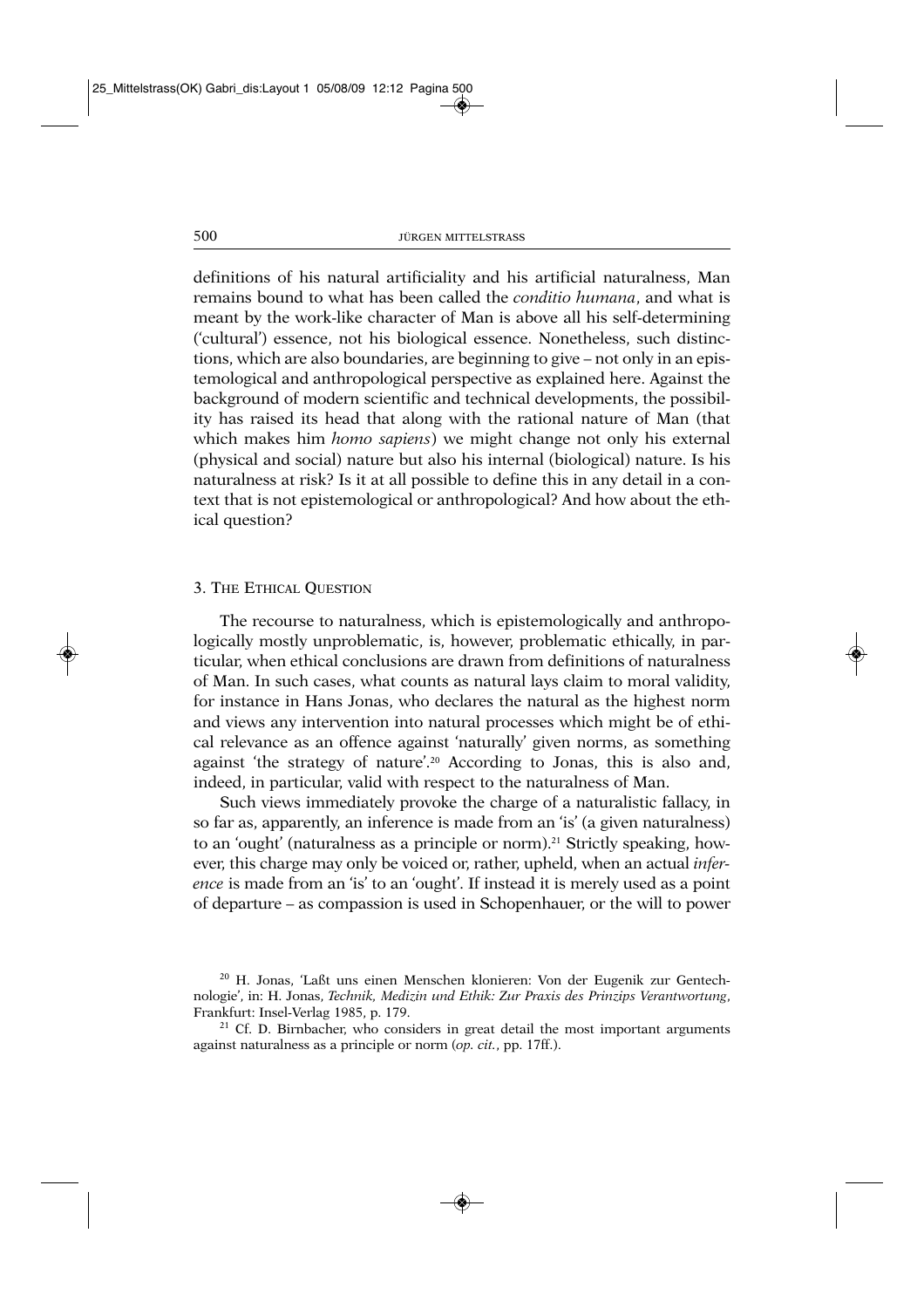definitions of his natural artificiality and his artificial naturalness, Man remains bound to what has been called the *conditio humana*, and what is meant by the work-like character of Man is above all his self-determining ('cultural') essence, not his biological essence. Nonetheless, such distinctions, which are also boundaries, are beginning to give – not only in an epistemological and anthropological perspective as explained here. Against the background of modern scientific and technical developments, the possibility has raised its head that along with the rational nature of Man (that which makes him *homo sapiens*) we might change not only his external (physical and social) nature but also his internal (biological) nature. Is his naturalness at risk? Is it at all possible to define this in any detail in a context that is not epistemological or anthropological? And how about the ethical question?

## 3. The Ethical Question

The recourse to naturalness, which is epistemologically and anthropologically mostly unproblematic, is, however, problematic ethically, in particular, when ethical conclusions are drawn from definitions of naturalness of Man. In such cases, what counts as natural lays claim to moral validity, for instance in Hans Jonas, who declares the natural as the highest norm and views any intervention into natural processes which might be of ethical relevance as an offence against 'naturally' given norms, as something against 'the strategy of nature'.[20] According to Jonas, this is also and, indeed, in particular, valid with respect to the naturalness of Man.

Such views immediately provoke the charge of a naturalistic fallacy, in so far as, apparently, an inference is made from an 'is' (a given naturalness) to an 'ought' (naturalness as a principle or norm).[21] Strictly speaking, however, this charge may only be voiced or, rather, upheld, when an actual *inference* is made from an 'is' to an 'ought'. If instead it is merely used as a point of departure – as compassion is used in Schopenhauer, or the will to power

[20] H. Jonas, 'Laßt uns einen Menschen klonieren: Von der Eugenik zur Gentechnologie', in: H. Jonas, *Technik, Medizin und Ethik: Zur Praxis des Prinzips Verantwortung*, Frankfurt: Insel-Verlag 1985, p. 179.

[21] Cf. D. Birnbacher, who considers in great detail the most important arguments against naturalness as a principle or norm (*op. cit.*, pp. 17ff.).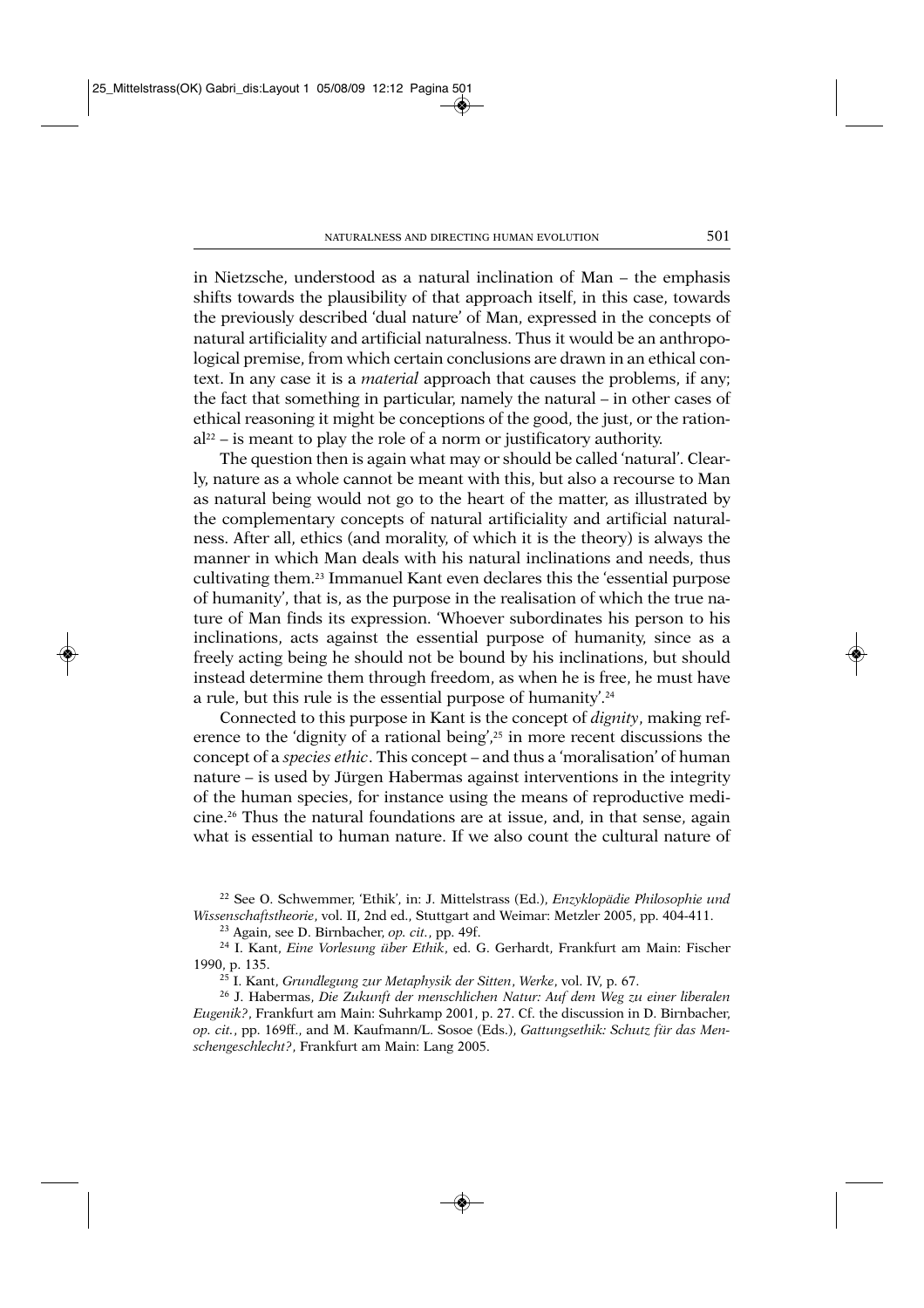in Nietzsche, understood as a natural inclination of Man – the emphasis shifts towards the plausibility of that approach itself, in this case, towards the previously described 'dual nature' of Man, expressed in the concepts of natural artificiality and artificial naturalness. Thus it would be an anthropological premise, from which certain conclusions are drawn in an ethical context. In any case it is a *material* approach that causes the problems, if any; the fact that something in particular, namely the natural – in other cases of ethical reasoning it might be conceptions of the good, the just, or the rational[22] – is meant to play the role of a norm or justificatory authority.

The question then is again what may or should be called 'natural'. Clearly, nature as a whole cannot be meant with this, but also a recourse to Man as natural being would not go to the heart of the matter, as illustrated by the complementary concepts of natural artificiality and artificial naturalness. After all, ethics (and morality, of which it is the theory) is always the manner in which Man deals with his natural inclinations and needs, thus cultivating them.[23] Immanuel Kant even declares this the 'essential purpose of humanity', that is, as the purpose in the realisation of which the true nature of Man finds its expression. 'Whoever subordinates his person to his inclinations, acts against the essential purpose of humanity, since as a freely acting being he should not be bound by his inclinations, but should instead determine them through freedom, as when he is free, he must have a rule, but this rule is the essential purpose of humanity'.[24]

Connected to this purpose in Kant is the concept of *dignity*, making reference to the 'dignity of a rational being',[25] in more recent discussions the concept of a *species ethic*. This concept – and thus a 'moralisation' of human nature – is used by Jürgen Habermas against interventions in the integrity of the human species, for instance using the means of reproductive medicine.[26] Thus the natural foundations are at issue, and, in that sense, again what is essential to human nature. If we also count the cultural nature of

---

[22] See O. Schwemmer, 'Ethik', in: J. Mittelstrass (Ed.), *Enzyklopädie Philosophie und Wissenschaftstheorie*, vol. II, 2nd ed., Stuttgart and Weimar: Metzler 2005, pp. 404-411.

[23] Again, see D. Birnbacher, *op. cit.*, pp. 49f.

[24] I. Kant, *Eine Vorlesung über Ethik*, ed. G. Gerhardt, Frankfurt am Main: Fischer 1990, p. 135.

[25] I. Kant, *Grundlegung zur Metaphysik der Sitten*, *Werke*, vol. IV, p. 67.

[26] J. Habermas, *Die Zukunft der menschlichen Natur: Auf dem Weg zu einer liberalen Eugenik?*, Frankfurt am Main: Suhrkamp 2001, p. 27. Cf. the discussion in D. Birnbacher, *op. cit.*, pp. 169ff., and M. Kaufmann/L. Sosoe (Eds.), *Gattungsethik: Schutz für das Menschengeschlecht?*, Frankfurt am Main: Lang 2005.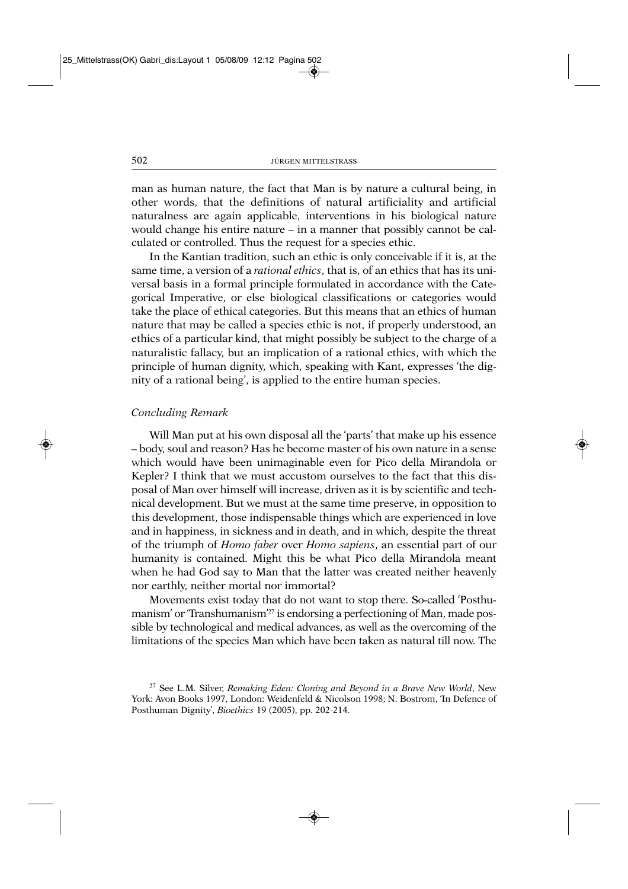man as human nature, the fact that Man is by nature a cultural being, in other words, that the definitions of natural artificiality and artificial naturalness are again applicable, interventions in his biological nature would change his entire nature – in a manner that possibly cannot be calculated or controlled. Thus the request for a species ethic.

In the Kantian tradition, such an ethic is only conceivable if it is, at the same time, a version of a *rational ethics*, that is, of an ethics that has its universal basis in a formal principle formulated in accordance with the Categorical Imperative, or else biological classifications or categories would take the place of ethical categories. But this means that an ethics of human nature that may be called a species ethic is not, if properly understood, an ethics of a particular kind, that might possibly be subject to the charge of a naturalistic fallacy, but an implication of a rational ethics, with which the principle of human dignity, which, speaking with Kant, expresses 'the dignity of a rational being', is applied to the entire human species.

### *Concluding Remark*

Will Man put at his own disposal all the 'parts' that make up his essence – body, soul and reason? Has he become master of his own nature in a sense which would have been unimaginable even for Pico della Mirandola or Kepler? I think that we must accustom ourselves to the fact that this disposal of Man over himself will increase, driven as it is by scientific and technical development. But we must at the same time preserve, in opposition to this development, those indispensable things which are experienced in love and in happiness, in sickness and in death, and in which, despite the threat of the triumph of *Homo faber* over *Homo sapiens*, an essential part of our humanity is contained. Might this be what Pico della Mirandola meant when he had God say to Man that the latter was created neither heavenly nor earthly, neither mortal nor immortal?

Movements exist today that do not want to stop there. So-called 'Posthumanism' or 'Transhumanism'[27] is endorsing a perfectioning of Man, made possible by technological and medical advances, as well as the overcoming of the limitations of the species Man which have been taken as natural till now. The

[27] See L.M. Silver, *Remaking Eden: Cloning and Beyond in a Brave New World*, New York: Avon Books 1997, London: Weidenfeld & Nicolson 1998; N. Bostrom, 'In Defence of Posthuman Dignity', *Bioethics* 19 (2005), pp. 202-214.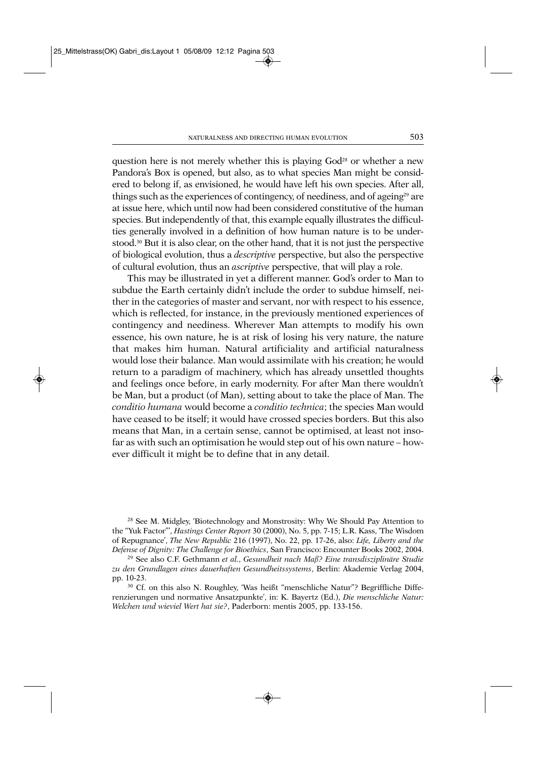question here is not merely whether this is playing God[28] or whether a new Pandora's Box is opened, but also, as to what species Man might be considered to belong if, as envisioned, he would have left his own species. After all, things such as the experiences of contingency, of neediness, and of ageing[29] are at issue here, which until now had been considered constitutive of the human species. But independently of that, this example equally illustrates the difficulties generally involved in a definition of how human nature is to be understood.[30] But it is also clear, on the other hand, that it is not just the perspective of biological evolution, thus a *descriptive* perspective, but also the perspective of cultural evolution, thus an *ascriptive* perspective, that will play a role.

This may be illustrated in yet a different manner. God's order to Man to subdue the Earth certainly didn't include the order to subdue himself, neither in the categories of master and servant, nor with respect to his essence, which is reflected, for instance, in the previously mentioned experiences of contingency and neediness. Wherever Man attempts to modify his own essence, his own nature, he is at risk of losing his very nature, the nature that makes him human. Natural artificiality and artificial naturalness would lose their balance. Man would assimilate with his creation; he would return to a paradigm of machinery, which has already unsettled thoughts and feelings once before, in early modernity. For after Man there wouldn't be Man, but a product (of Man), setting about to take the place of Man. The *conditio humana* would become a *conditio technica*; the species Man would have ceased to be itself; it would have crossed species borders. But this also means that Man, in a certain sense, cannot be optimised, at least not insofar as with such an optimisation he would step out of his own nature – however difficult it might be to define that in any detail.

---

[28] See M. Midgley, 'Biotechnology and Monstrosity: Why We Should Pay Attention to the "Yuk Factor"', *Hastings Center Report* 30 (2000), No. 5, pp. 7-15; L.R. Kass, 'The Wisdom of Repugnance', *The New Republic* 216 (1997), No. 22, pp. 17-26, also: *Life, Liberty and the Defense of Dignity: The Challenge for Bioethics*, San Francisco: Encounter Books 2002, 2004.

[29] See also C.F. Gethmann *et al.*, *Gesundheit nach Maß? Eine transdisziplinäre Studie zu den Grundlagen eines dauerhaften Gesundheitssystems*, Berlin: Akademie Verlag 2004, pp. 10-23.

[30] Cf. on this also N. Roughley, 'Was heißt "menschliche Natur"? Begriffliche Differenzierungen und normative Ansatzpunkte', in: K. Bayertz (Ed.), *Die menschliche Natur: Welchen und wieviel Wert hat sie?*, Paderborn: mentis 2005, pp. 133-156.